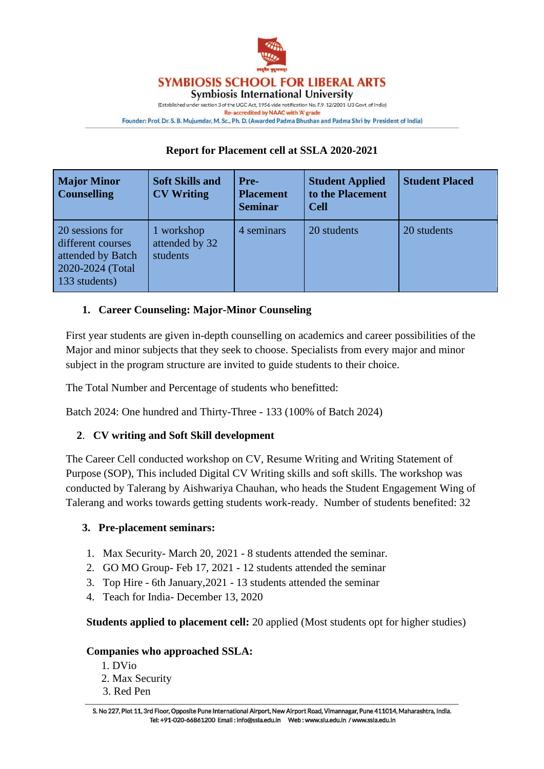# SYMBIOSIS SCHOOL FOR LIBERAL ARTS

Symbiosis International University

(Established under section 3 of the UGC Act, 1956 vide notification No. F.9-12/2001-U3 Govt. of India)

Re-accredited by NAAC with 'A' grade

Founder: Prof. Dr. S. B. Mujumdar, M. Sc., Ph. D. (Awarded Padma Bhushan and Padma Shri by President of India)

## Report for Placement cell at SSLA 2020-2021

| Major Minor Counselling | Soft Skills and CV Writing | Pre-Placement Seminar | Student Applied to the Placement Cell | Student Placed |
|---|---|---|---|---|
| 20 sessions for different courses attended by Batch 2020-2024 (Total 133 students) | 1 workshop attended by 32 students | 4 seminars | 20 students | 20 students |

### 1. Career Counseling: Major-Minor Counseling

First year students are given in-depth counselling on academics and career possibilities of the Major and minor subjects that they seek to choose. Specialists from every major and minor subject in the program structure are invited to guide students to their choice.

The Total Number and Percentage of students who benefitted:

Batch 2024: One hundred and Thirty-Three - 133 (100% of Batch 2024)

### 2. CV writing and Soft Skill development

The Career Cell conducted workshop on CV, Resume Writing and Writing Statement of Purpose (SOP), This included Digital CV Writing skills and soft skills. The workshop was conducted by Talerang by Aishwariya Chauhan, who heads the Student Engagement Wing of Talerang and works towards getting students work-ready. Number of students benefited: 32

### 3. Pre-placement seminars:

1. Max Security- March 20, 2021 - 8 students attended the seminar.
2. GO MO Group- Feb 17, 2021 - 12 students attended the seminar
3. Top Hire - 6th January,2021 - 13 students attended the seminar
4. Teach for India- December 13, 2020

**Students applied to placement cell:** 20 applied (Most students opt for higher studies)

**Companies who approached SSLA:**

1. DVio
2. Max Security
3. Red Pen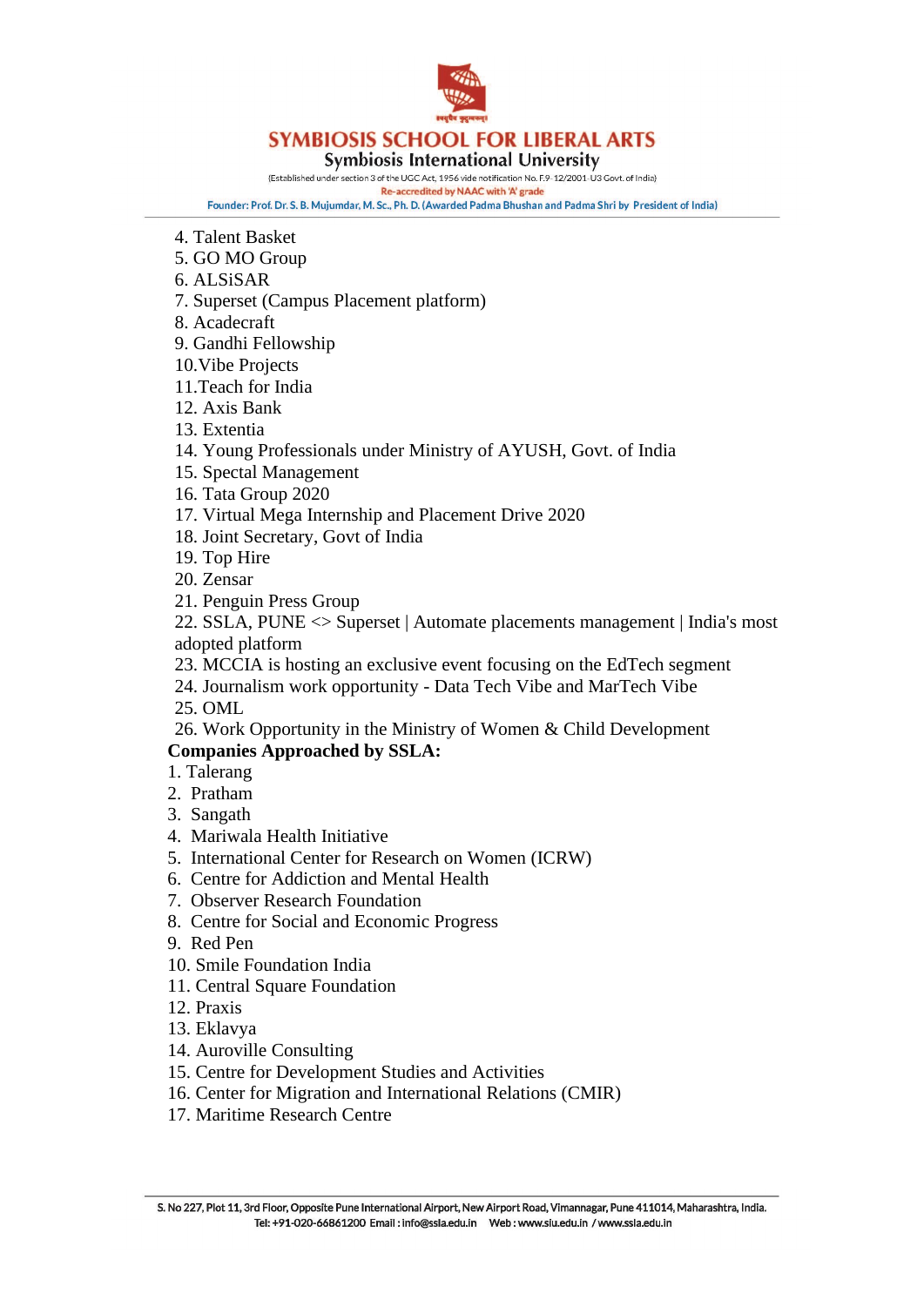4. Talent Basket
5. GO MO Group
6. ALSiSAR
7. Superset (Campus Placement platform)
8. Acadecraft
9. Gandhi Fellowship
10. Vibe Projects
11. Teach for India
12. Axis Bank
13. Extentia
14. Young Professionals under Ministry of AYUSH, Govt. of India
15. Spectal Management
16. Tata Group 2020
17. Virtual Mega Internship and Placement Drive 2020
18. Joint Secretary, Govt of India
19. Top Hire
20. Zensar
21. Penguin Press Group
22. SSLA, PUNE <> Superset | Automate placements management | India's most adopted platform
23. MCCIA is hosting an exclusive event focusing on the EdTech segment
24. Journalism work opportunity - Data Tech Vibe and MarTech Vibe
25. OML
26. Work Opportunity in the Ministry of Women & Child Development

**Companies Approached by SSLA:**

1. Talerang
2. Pratham
3. Sangath
4. Mariwala Health Initiative
5. International Center for Research on Women (ICRW)
6. Centre for Addiction and Mental Health
7. Observer Research Foundation
8. Centre for Social and Economic Progress
9. Red Pen
10. Smile Foundation India
11. Central Square Foundation
12. Praxis
13. Eklavya
14. Auroville Consulting
15. Centre for Development Studies and Activities
16. Center for Migration and International Relations (CMIR)
17. Maritime Research Centre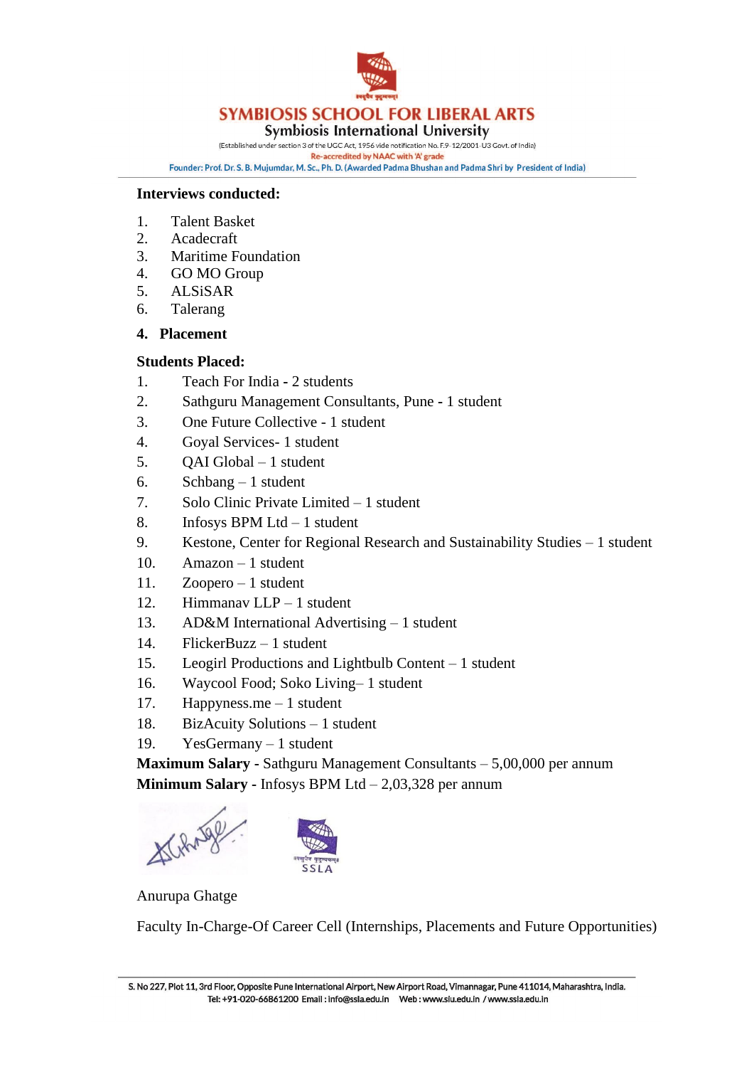**Interviews conducted:**

1. Talent Basket
2. Acadecraft
3. Maritime Foundation
4. GO MO Group
5. ALSiSAR
6. Talerang

## 4. Placement

**Students Placed:**

1. Teach For India - 2 students
2. Sathguru Management Consultants, Pune - 1 student
3. One Future Collective - 1 student
4. Goyal Services- 1 student
5. QAI Global – 1 student
6. Schbang – 1 student
7. Solo Clinic Private Limited – 1 student
8. Infosys BPM Ltd – 1 student
9. Kestone, Center for Regional Research and Sustainability Studies – 1 student
10. Amazon – 1 student
11. Zoopero – 1 student
12. Himmanav LLP – 1 student
13. AD&M International Advertising – 1 student
14. FlickerBuzz – 1 student
15. Leogirl Productions and Lightbulb Content – 1 student
16. Waycool Food; Soko Living– 1 student
17. Happyness.me – 1 student
18. BizAcuity Solutions – 1 student
19. YesGermany – 1 student

**Maximum Salary** - Sathguru Management Consultants – 5,00,000 per annum
**Minimum Salary** - Infosys BPM Ltd – 2,03,328 per annum

Anurupa Ghatge

Faculty In-Charge-Of Career Cell (Internships, Placements and Future Opportunities)